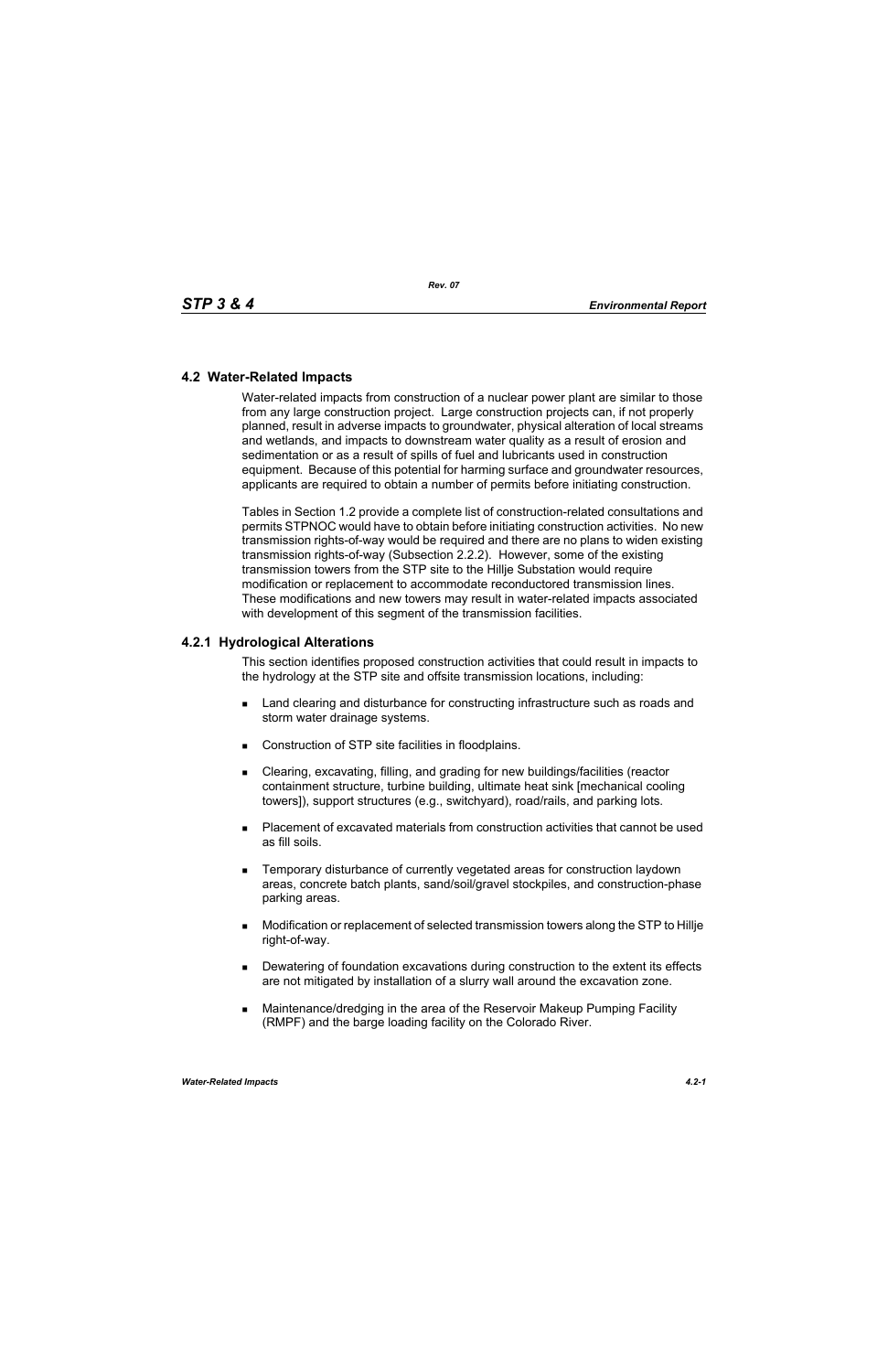## 4.2 Water-Related Impacts

Water-related impacts from construction of a nuclear power plant are similar to those from any large construction project. Large construction projects can, if not properly planned, result in adverse impacts to groundwater, physical alteration of local streams and wetlands, and impacts to downstream water quality as a result of erosion and sedimentation or as a result of spills of fuel and lubricants used in construction equipment. Because of this potential for harming surface and groundwater resources, applicants are required to obtain a number of permits before initiating construction.

Tables in Section 1.2 provide a complete list of construction-related consultations and permits STPNOC would have to obtain before initiating construction activities. No new transmission rights-of-way would be required and there are no plans to widen existing transmission rights-of-way (Subsection 2.2.2). However, some of the existing transmission towers from the STP site to the Hillje Substation would require modification or replacement to accommodate reconductored transmission lines. These modifications and new towers may result in water-related impacts associated with development of this segment of the transmission facilities.

### 4.2.1 Hydrological Alterations

This section identifies proposed construction activities that could result in impacts to the hydrology at the STP site and offsite transmission locations, including:

- Land clearing and disturbance for constructing infrastructure such as roads and storm water drainage systems.
- Construction of STP site facilities in floodplains.
- Clearing, excavating, filling, and grading for new buildings/facilities (reactor containment structure, turbine building, ultimate heat sink [mechanical cooling towers]), support structures (e.g., switchyard), road/rails, and parking lots.
- Placement of excavated materials from construction activities that cannot be used as fill soils.
- Temporary disturbance of currently vegetated areas for construction laydown areas, concrete batch plants, sand/soil/gravel stockpiles, and construction-phase parking areas.
- Modification or replacement of selected transmission towers along the STP to Hillje right-of-way.
- Dewatering of foundation excavations during construction to the extent its effects are not mitigated by installation of a slurry wall around the excavation zone.
- Maintenance/dredging in the area of the Reservoir Makeup Pumping Facility (RMPF) and the barge loading facility on the Colorado River.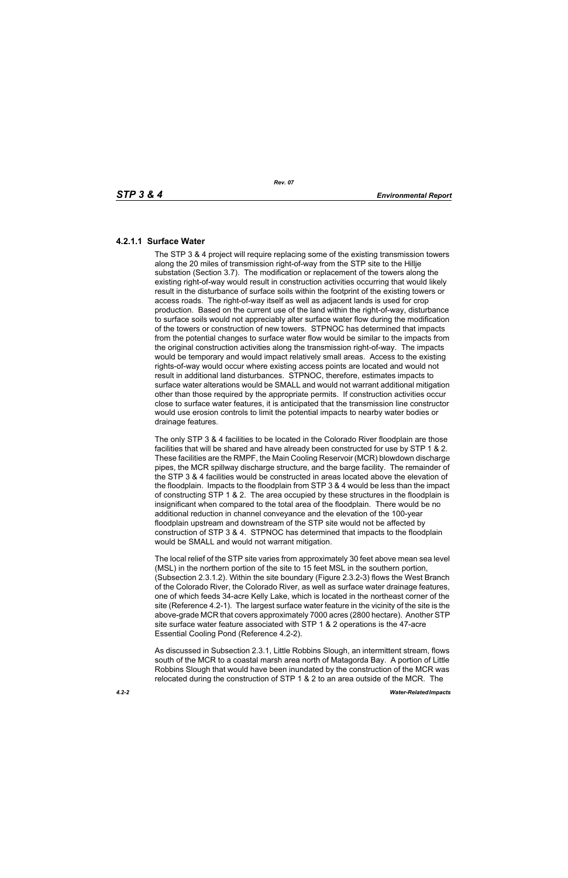### 4.2.1.1 Surface Water

The STP 3 & 4 project will require replacing some of the existing transmission towers along the 20 miles of transmission right-of-way from the STP site to the Hillje substation (Section 3.7). The modification or replacement of the towers along the existing right-of-way would result in construction activities occurring that would likely result in the disturbance of surface soils within the footprint of the existing towers or access roads. The right-of-way itself as well as adjacent lands is used for crop production. Based on the current use of the land within the right-of-way, disturbance to surface soils would not appreciably alter surface water flow during the modification of the towers or construction of new towers. STPNOC has determined that impacts from the potential changes to surface water flow would be similar to the impacts from the original construction activities along the transmission right-of-way. The impacts would be temporary and would impact relatively small areas. Access to the existing rights-of-way would occur where existing access points are located and would not result in additional land disturbances. STPNOC, therefore, estimates impacts to surface water alterations would be SMALL and would not warrant additional mitigation other than those required by the appropriate permits. If construction activities occur close to surface water features, it is anticipated that the transmission line constructor would use erosion controls to limit the potential impacts to nearby water bodies or drainage features.

The only STP 3 & 4 facilities to be located in the Colorado River floodplain are those facilities that will be shared and have already been constructed for use by STP 1 & 2. These facilities are the RMPF, the Main Cooling Reservoir (MCR) blowdown discharge pipes, the MCR spillway discharge structure, and the barge facility. The remainder of the STP 3 & 4 facilities would be constructed in areas located above the elevation of the floodplain. Impacts to the floodplain from STP 3 & 4 would be less than the impact of constructing STP 1 & 2. The area occupied by these structures in the floodplain is insignificant when compared to the total area of the floodplain. There would be no additional reduction in channel conveyance and the elevation of the 100-year floodplain upstream and downstream of the STP site would not be affected by construction of STP 3 & 4. STPNOC has determined that impacts to the floodplain would be SMALL and would not warrant mitigation.

The local relief of the STP site varies from approximately 30 feet above mean sea level (MSL) in the northern portion of the site to 15 feet MSL in the southern portion, (Subsection 2.3.1.2). Within the site boundary (Figure 2.3.2-3) flows the West Branch of the Colorado River, the Colorado River, as well as surface water drainage features, one of which feeds 34-acre Kelly Lake, which is located in the northeast corner of the site (Reference 4.2-1). The largest surface water feature in the vicinity of the site is the above-grade MCR that covers approximately 7000 acres (2800 hectare). Another STP site surface water feature associated with STP 1 & 2 operations is the 47-acre Essential Cooling Pond (Reference 4.2-2).

As discussed in Subsection 2.3.1, Little Robbins Slough, an intermittent stream, flows south of the MCR to a coastal marsh area north of Matagorda Bay. A portion of Little Robbins Slough that would have been inundated by the construction of the MCR was relocated during the construction of STP 1 & 2 to an area outside of the MCR. The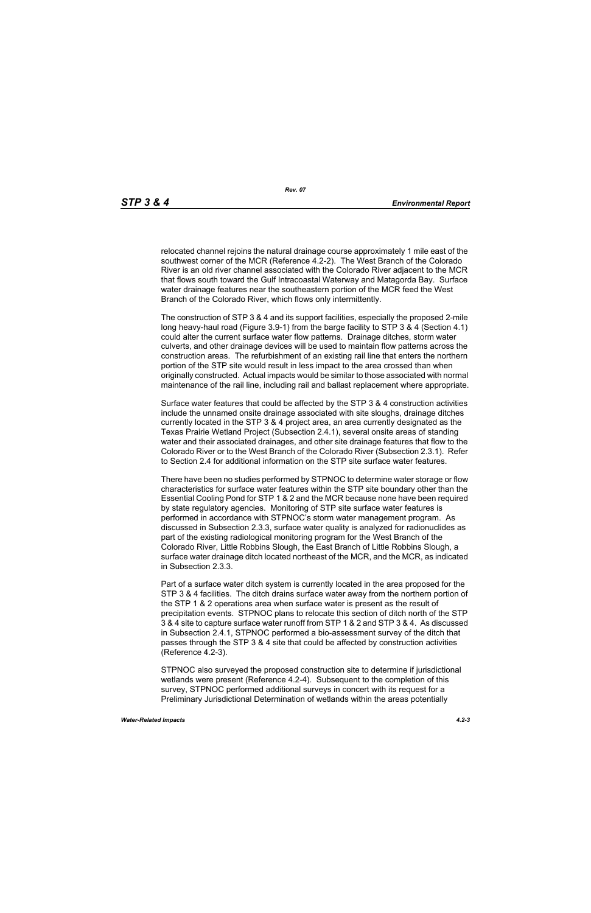relocated channel rejoins the natural drainage course approximately 1 mile east of the southwest corner of the MCR (Reference 4.2-2). The West Branch of the Colorado River is an old river channel associated with the Colorado River adjacent to the MCR that flows south toward the Gulf Intracoastal Waterway and Matagorda Bay. Surface water drainage features near the southeastern portion of the MCR feed the West Branch of the Colorado River, which flows only intermittently.

The construction of STP 3 & 4 and its support facilities, especially the proposed 2-mile long heavy-haul road (Figure 3.9-1) from the barge facility to STP 3 & 4 (Section 4.1) could alter the current surface water flow patterns. Drainage ditches, storm water culverts, and other drainage devices will be used to maintain flow patterns across the construction areas. The refurbishment of an existing rail line that enters the northern portion of the STP site would result in less impact to the area crossed than when originally constructed. Actual impacts would be similar to those associated with normal maintenance of the rail line, including rail and ballast replacement where appropriate.

Surface water features that could be affected by the STP 3 & 4 construction activities include the unnamed onsite drainage associated with site sloughs, drainage ditches currently located in the STP 3 & 4 project area, an area currently designated as the Texas Prairie Wetland Project (Subsection 2.4.1), several onsite areas of standing water and their associated drainages, and other site drainage features that flow to the Colorado River or to the West Branch of the Colorado River (Subsection 2.3.1). Refer to Section 2.4 for additional information on the STP site surface water features.

There have been no studies performed by STPNOC to determine water storage or flow characteristics for surface water features within the STP site boundary other than the Essential Cooling Pond for STP 1 & 2 and the MCR because none have been required by state regulatory agencies. Monitoring of STP site surface water features is performed in accordance with STPNOC's storm water management program. As discussed in Subsection 2.3.3, surface water quality is analyzed for radionuclides as part of the existing radiological monitoring program for the West Branch of the Colorado River, Little Robbins Slough, the East Branch of Little Robbins Slough, a surface water drainage ditch located northeast of the MCR, and the MCR, as indicated in Subsection 2.3.3.

Part of a surface water ditch system is currently located in the area proposed for the STP 3 & 4 facilities. The ditch drains surface water away from the northern portion of the STP 1 & 2 operations area when surface water is present as the result of precipitation events. STPNOC plans to relocate this section of ditch north of the STP 3 & 4 site to capture surface water runoff from STP 1 & 2 and STP 3 & 4. As discussed in Subsection 2.4.1, STPNOC performed a bio-assessment survey of the ditch that passes through the STP 3 & 4 site that could be affected by construction activities (Reference 4.2-3).

STPNOC also surveyed the proposed construction site to determine if jurisdictional wetlands were present (Reference 4.2-4). Subsequent to the completion of this survey, STPNOC performed additional surveys in concert with its request for a Preliminary Jurisdictional Determination of wetlands within the areas potentially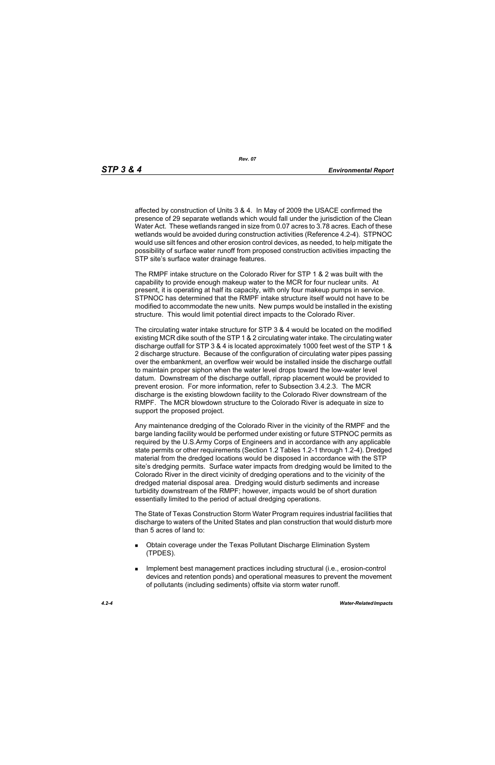affected by construction of Units 3 & 4. In May of 2009 the USACE confirmed the presence of 29 separate wetlands which would fall under the jurisdiction of the Clean Water Act. These wetlands ranged in size from 0.07 acres to 3.78 acres. Each of these wetlands would be avoided during construction activities (Reference 4.2-4). STPNOC would use silt fences and other erosion control devices, as needed, to help mitigate the possibility of surface water runoff from proposed construction activities impacting the STP site's surface water drainage features.

The RMPF intake structure on the Colorado River for STP 1 & 2 was built with the capability to provide enough makeup water to the MCR for four nuclear units. At present, it is operating at half its capacity, with only four makeup pumps in service. STPNOC has determined that the RMPF intake structure itself would not have to be modified to accommodate the new units. New pumps would be installed in the existing structure. This would limit potential direct impacts to the Colorado River.

The circulating water intake structure for STP 3 & 4 would be located on the modified existing MCR dike south of the STP 1 & 2 circulating water intake. The circulating water discharge outfall for STP 3 & 4 is located approximately 1000 feet west of the STP 1 & 2 discharge structure. Because of the configuration of circulating water pipes passing over the embankment, an overflow weir would be installed inside the discharge outfall to maintain proper siphon when the water level drops toward the low-water level datum. Downstream of the discharge outfall, riprap placement would be provided to prevent erosion. For more information, refer to Subsection 3.4.2.3. The MCR discharge is the existing blowdown facility to the Colorado River downstream of the RMPF. The MCR blowdown structure to the Colorado River is adequate in size to support the proposed project.

Any maintenance dredging of the Colorado River in the vicinity of the RMPF and the barge landing facility would be performed under existing or future STPNOC permits as required by the U.S.Army Corps of Engineers and in accordance with any applicable state permits or other requirements (Section 1.2 Tables 1.2-1 through 1.2-4). Dredged material from the dredged locations would be disposed in accordance with the STP site's dredging permits. Surface water impacts from dredging would be limited to the Colorado River in the direct vicinity of dredging operations and to the vicinity of the dredged material disposal area. Dredging would disturb sediments and increase turbidity downstream of the RMPF; however, impacts would be of short duration essentially limited to the period of actual dredging operations.

The State of Texas Construction Storm Water Program requires industrial facilities that discharge to waters of the United States and plan construction that would disturb more than 5 acres of land to:

- Obtain coverage under the Texas Pollutant Discharge Elimination System (TPDES).
- Implement best management practices including structural (i.e., erosion-control devices and retention ponds) and operational measures to prevent the movement of pollutants (including sediments) offsite via storm water runoff.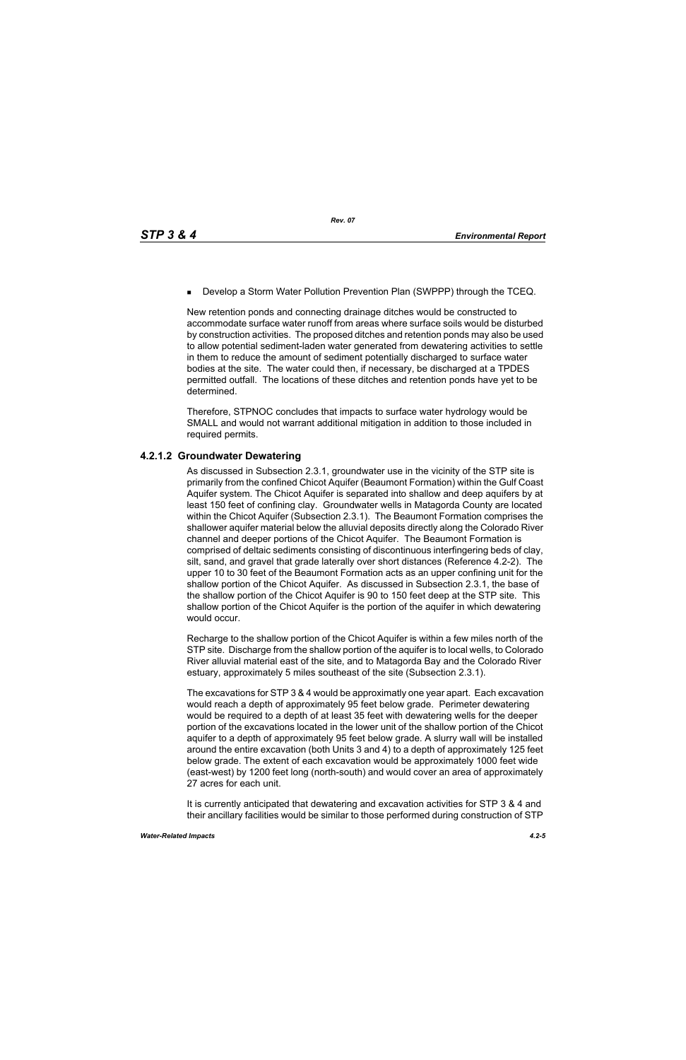- Develop a Storm Water Pollution Prevention Plan (SWPPP) through the TCEQ.

New retention ponds and connecting drainage ditches would be constructed to accommodate surface water runoff from areas where surface soils would be disturbed by construction activities. The proposed ditches and retention ponds may also be used to allow potential sediment-laden water generated from dewatering activities to settle in them to reduce the amount of sediment potentially discharged to surface water bodies at the site. The water could then, if necessary, be discharged at a TPDES permitted outfall. The locations of these ditches and retention ponds have yet to be determined.

Therefore, STPNOC concludes that impacts to surface water hydrology would be SMALL and would not warrant additional mitigation in addition to those included in required permits.

### 4.2.1.2 Groundwater Dewatering

As discussed in Subsection 2.3.1, groundwater use in the vicinity of the STP site is primarily from the confined Chicot Aquifer (Beaumont Formation) within the Gulf Coast Aquifer system. The Chicot Aquifer is separated into shallow and deep aquifers by at least 150 feet of confining clay. Groundwater wells in Matagorda County are located within the Chicot Aquifer (Subsection 2.3.1). The Beaumont Formation comprises the shallower aquifer material below the alluvial deposits directly along the Colorado River channel and deeper portions of the Chicot Aquifer. The Beaumont Formation is comprised of deltaic sediments consisting of discontinuous interfingering beds of clay, silt, sand, and gravel that grade laterally over short distances (Reference 4.2-2). The upper 10 to 30 feet of the Beaumont Formation acts as an upper confining unit for the shallow portion of the Chicot Aquifer. As discussed in Subsection 2.3.1, the base of the shallow portion of the Chicot Aquifer is 90 to 150 feet deep at the STP site. This shallow portion of the Chicot Aquifer is the portion of the aquifer in which dewatering would occur.

Recharge to the shallow portion of the Chicot Aquifer is within a few miles north of the STP site. Discharge from the shallow portion of the aquifer is to local wells, to Colorado River alluvial material east of the site, and to Matagorda Bay and the Colorado River estuary, approximately 5 miles southeast of the site (Subsection 2.3.1).

The excavations for STP 3 & 4 would be approximatly one year apart. Each excavation would reach a depth of approximately 95 feet below grade. Perimeter dewatering would be required to a depth of at least 35 feet with dewatering wells for the deeper portion of the excavations located in the lower unit of the shallow portion of the Chicot aquifer to a depth of approximately 95 feet below grade. A slurry wall will be installed around the entire excavation (both Units 3 and 4) to a depth of approximately 125 feet below grade. The extent of each excavation would be approximately 1000 feet wide (east-west) by 1200 feet long (north-south) and would cover an area of approximately 27 acres for each unit.

It is currently anticipated that dewatering and excavation activities for STP 3 & 4 and their ancillary facilities would be similar to those performed during construction of STP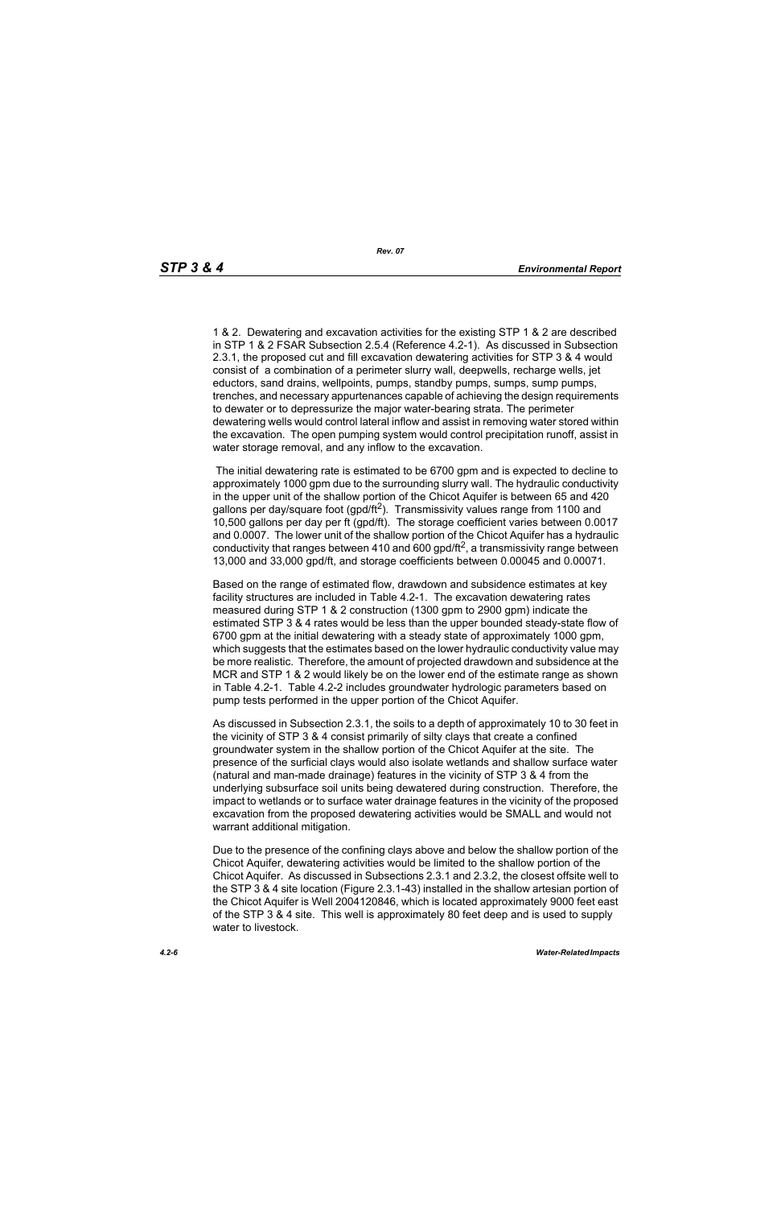1 & 2. Dewatering and excavation activities for the existing STP 1 & 2 are described in STP 1 & 2 FSAR Subsection 2.5.4 (Reference 4.2-1). As discussed in Subsection 2.3.1, the proposed cut and fill excavation dewatering activities for STP 3 & 4 would consist of a combination of a perimeter slurry wall, deepwells, recharge wells, jet eductors, sand drains, wellpoints, pumps, standby pumps, sumps, sump pumps, trenches, and necessary appurtenances capable of achieving the design requirements to dewater or to depressurize the major water-bearing strata. The perimeter dewatering wells would control lateral inflow and assist in removing water stored within the excavation. The open pumping system would control precipitation runoff, assist in water storage removal, and any inflow to the excavation.

The initial dewatering rate is estimated to be 6700 gpm and is expected to decline to approximately 1000 gpm due to the surrounding slurry wall. The hydraulic conductivity in the upper unit of the shallow portion of the Chicot Aquifer is between 65 and 420 gallons per day/square foot (gpd/ft$^2$). Transmissivity values range from 1100 and 10,500 gallons per day per ft (gpd/ft). The storage coefficient varies between 0.0017 and 0.0007. The lower unit of the shallow portion of the Chicot Aquifer has a hydraulic conductivity that ranges between 410 and 600 gpd/ft$^2$, a transmissivity range between 13,000 and 33,000 gpd/ft, and storage coefficients between 0.00045 and 0.00071.

Based on the range of estimated flow, drawdown and subsidence estimates at key facility structures are included in Table 4.2-1. The excavation dewatering rates measured during STP 1 & 2 construction (1300 gpm to 2900 gpm) indicate the estimated STP 3 & 4 rates would be less than the upper bounded steady-state flow of 6700 gpm at the initial dewatering with a steady state of approximately 1000 gpm, which suggests that the estimates based on the lower hydraulic conductivity value may be more realistic. Therefore, the amount of projected drawdown and subsidence at the MCR and STP 1 & 2 would likely be on the lower end of the estimate range as shown in Table 4.2-1. Table 4.2-2 includes groundwater hydrologic parameters based on pump tests performed in the upper portion of the Chicot Aquifer.

As discussed in Subsection 2.3.1, the soils to a depth of approximately 10 to 30 feet in the vicinity of STP 3 & 4 consist primarily of silty clays that create a confined groundwater system in the shallow portion of the Chicot Aquifer at the site. The presence of the surficial clays would also isolate wetlands and shallow surface water (natural and man-made drainage) features in the vicinity of STP 3 & 4 from the underlying subsurface soil units being dewatered during construction. Therefore, the impact to wetlands or to surface water drainage features in the vicinity of the proposed excavation from the proposed dewatering activities would be SMALL and would not warrant additional mitigation.

Due to the presence of the confining clays above and below the shallow portion of the Chicot Aquifer, dewatering activities would be limited to the shallow portion of the Chicot Aquifer. As discussed in Subsections 2.3.1 and 2.3.2, the closest offsite well to the STP 3 & 4 site location (Figure 2.3.1-43) installed in the shallow artesian portion of the Chicot Aquifer is Well 2004120846, which is located approximately 9000 feet east of the STP 3 & 4 site. This well is approximately 80 feet deep and is used to supply water to livestock.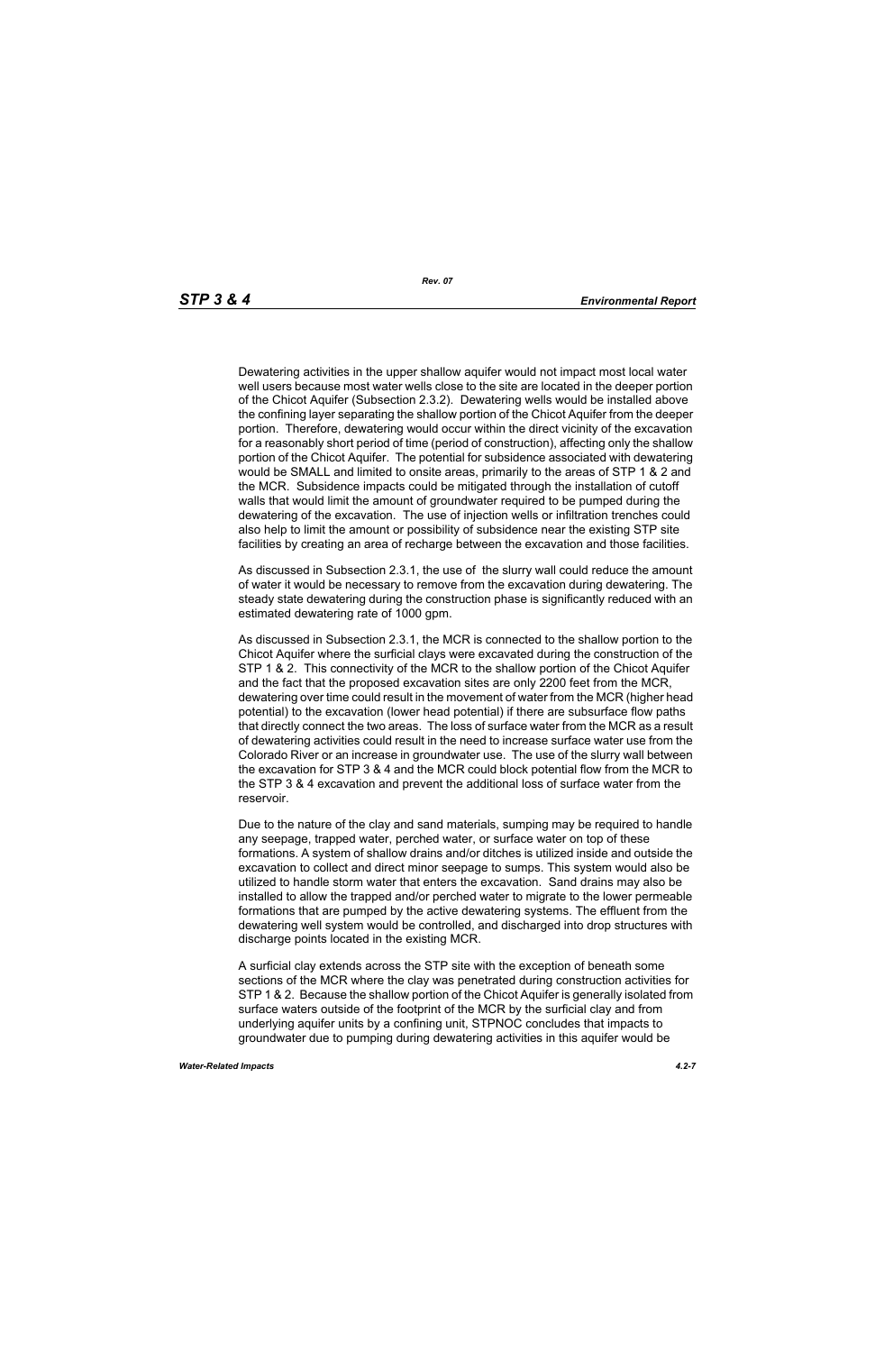Dewatering activities in the upper shallow aquifer would not impact most local water well users because most water wells close to the site are located in the deeper portion of the Chicot Aquifer (Subsection 2.3.2). Dewatering wells would be installed above the confining layer separating the shallow portion of the Chicot Aquifer from the deeper portion. Therefore, dewatering would occur within the direct vicinity of the excavation for a reasonably short period of time (period of construction), affecting only the shallow portion of the Chicot Aquifer. The potential for subsidence associated with dewatering would be SMALL and limited to onsite areas, primarily to the areas of STP 1 & 2 and the MCR. Subsidence impacts could be mitigated through the installation of cutoff walls that would limit the amount of groundwater required to be pumped during the dewatering of the excavation. The use of injection wells or infiltration trenches could also help to limit the amount or possibility of subsidence near the existing STP site facilities by creating an area of recharge between the excavation and those facilities.

As discussed in Subsection 2.3.1, the use of the slurry wall could reduce the amount of water it would be necessary to remove from the excavation during dewatering. The steady state dewatering during the construction phase is significantly reduced with an estimated dewatering rate of 1000 gpm.

As discussed in Subsection 2.3.1, the MCR is connected to the shallow portion to the Chicot Aquifer where the surficial clays were excavated during the construction of the STP 1 & 2. This connectivity of the MCR to the shallow portion of the Chicot Aquifer and the fact that the proposed excavation sites are only 2200 feet from the MCR, dewatering over time could result in the movement of water from the MCR (higher head potential) to the excavation (lower head potential) if there are subsurface flow paths that directly connect the two areas. The loss of surface water from the MCR as a result of dewatering activities could result in the need to increase surface water use from the Colorado River or an increase in groundwater use. The use of the slurry wall between the excavation for STP 3 & 4 and the MCR could block potential flow from the MCR to the STP 3 & 4 excavation and prevent the additional loss of surface water from the reservoir.

Due to the nature of the clay and sand materials, sumping may be required to handle any seepage, trapped water, perched water, or surface water on top of these formations. A system of shallow drains and/or ditches is utilized inside and outside the excavation to collect and direct minor seepage to sumps. This system would also be utilized to handle storm water that enters the excavation. Sand drains may also be installed to allow the trapped and/or perched water to migrate to the lower permeable formations that are pumped by the active dewatering systems. The effluent from the dewatering well system would be controlled, and discharged into drop structures with discharge points located in the existing MCR.

A surficial clay extends across the STP site with the exception of beneath some sections of the MCR where the clay was penetrated during construction activities for STP 1 & 2. Because the shallow portion of the Chicot Aquifer is generally isolated from surface waters outside of the footprint of the MCR by the surficial clay and from underlying aquifer units by a confining unit, STPNOC concludes that impacts to groundwater due to pumping during dewatering activities in this aquifer would be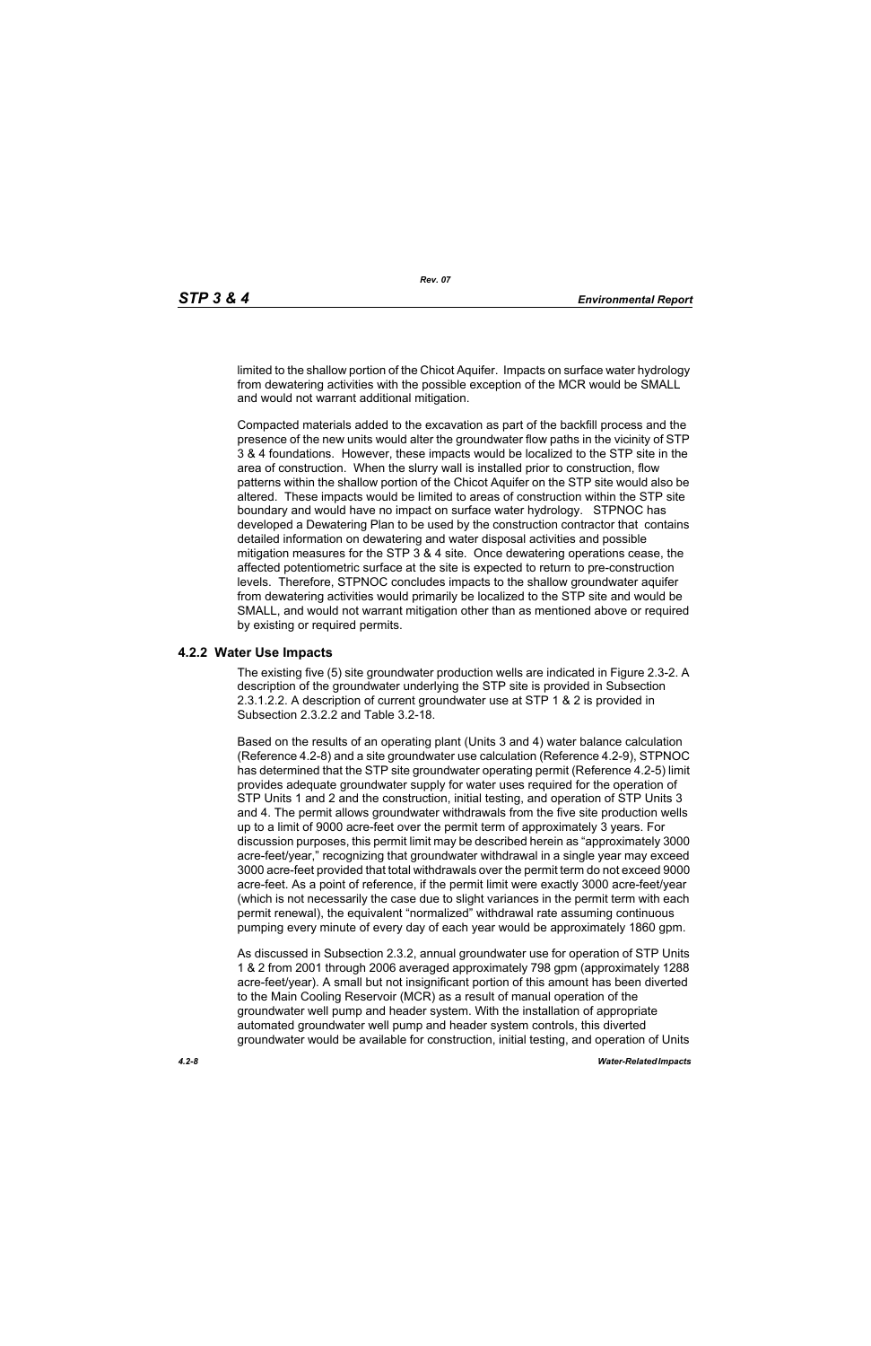limited to the shallow portion of the Chicot Aquifer. Impacts on surface water hydrology from dewatering activities with the possible exception of the MCR would be SMALL and would not warrant additional mitigation.

Compacted materials added to the excavation as part of the backfill process and the presence of the new units would alter the groundwater flow paths in the vicinity of STP 3 & 4 foundations. However, these impacts would be localized to the STP site in the area of construction. When the slurry wall is installed prior to construction, flow patterns within the shallow portion of the Chicot Aquifer on the STP site would also be altered. These impacts would be limited to areas of construction within the STP site boundary and would have no impact on surface water hydrology. STPNOC has developed a Dewatering Plan to be used by the construction contractor that contains detailed information on dewatering and water disposal activities and possible mitigation measures for the STP 3 & 4 site. Once dewatering operations cease, the affected potentiometric surface at the site is expected to return to pre-construction levels. Therefore, STPNOC concludes impacts to the shallow groundwater aquifer from dewatering activities would primarily be localized to the STP site and would be SMALL, and would not warrant mitigation other than as mentioned above or required by existing or required permits.

### 4.2.2 Water Use Impacts

The existing five (5) site groundwater production wells are indicated in Figure 2.3-2. A description of the groundwater underlying the STP site is provided in Subsection 2.3.1.2.2. A description of current groundwater use at STP 1 & 2 is provided in Subsection 2.3.2.2 and Table 3.2-18.

Based on the results of an operating plant (Units 3 and 4) water balance calculation (Reference 4.2-8) and a site groundwater use calculation (Reference 4.2-9), STPNOC has determined that the STP site groundwater operating permit (Reference 4.2-5) limit provides adequate groundwater supply for water uses required for the operation of STP Units 1 and 2 and the construction, initial testing, and operation of STP Units 3 and 4. The permit allows groundwater withdrawals from the five site production wells up to a limit of 9000 acre-feet over the permit term of approximately 3 years. For discussion purposes, this permit limit may be described herein as "approximately 3000 acre-feet/year," recognizing that groundwater withdrawal in a single year may exceed 3000 acre-feet provided that total withdrawals over the permit term do not exceed 9000 acre-feet. As a point of reference, if the permit limit were exactly 3000 acre-feet/year (which is not necessarily the case due to slight variances in the permit term with each permit renewal), the equivalent "normalized" withdrawal rate assuming continuous pumping every minute of every day of each year would be approximately 1860 gpm.

As discussed in Subsection 2.3.2, annual groundwater use for operation of STP Units 1 & 2 from 2001 through 2006 averaged approximately 798 gpm (approximately 1288 acre-feet/year). A small but not insignificant portion of this amount has been diverted to the Main Cooling Reservoir (MCR) as a result of manual operation of the groundwater well pump and header system. With the installation of appropriate automated groundwater well pump and header system controls, this diverted groundwater would be available for construction, initial testing, and operation of Units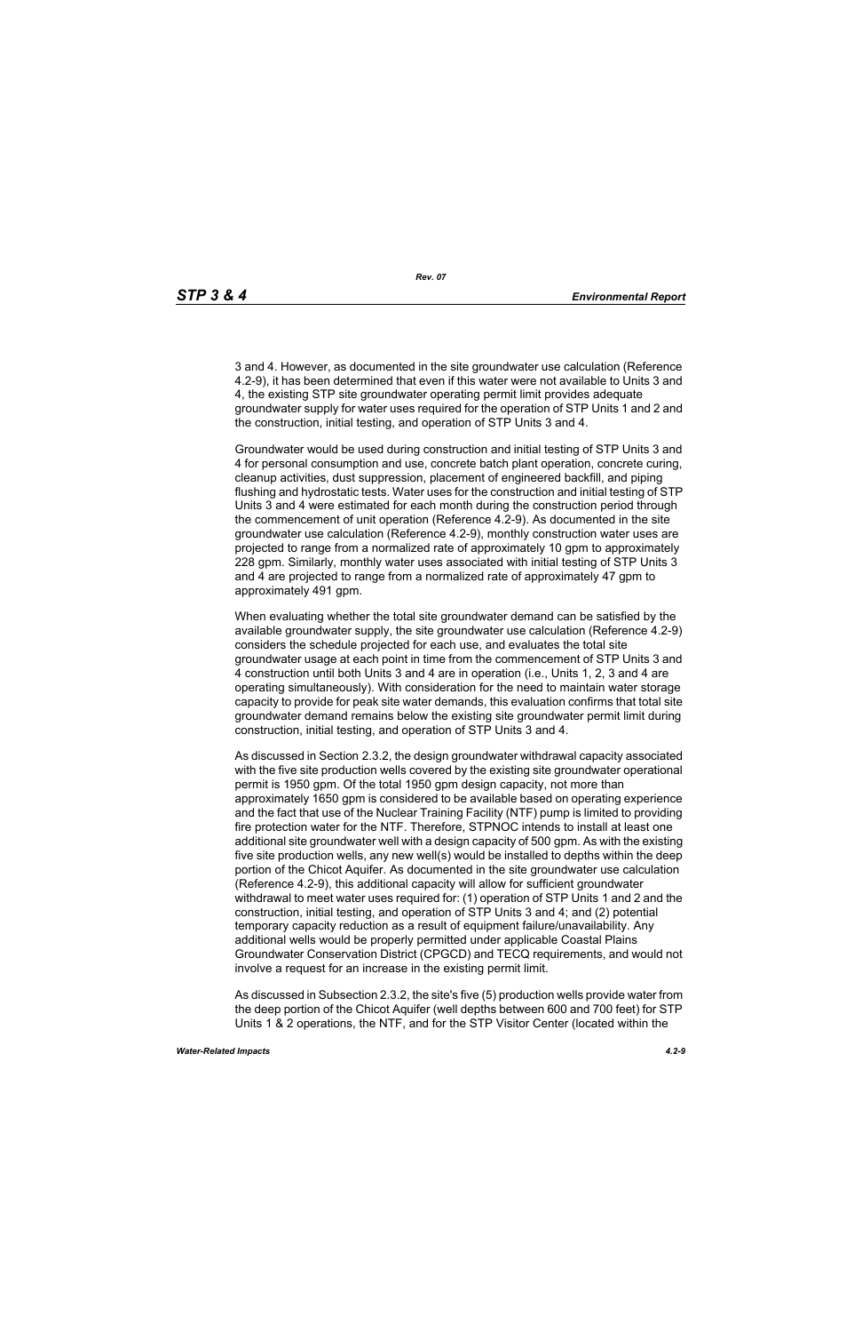3 and 4. However, as documented in the site groundwater use calculation (Reference 4.2-9), it has been determined that even if this water were not available to Units 3 and 4, the existing STP site groundwater operating permit limit provides adequate groundwater supply for water uses required for the operation of STP Units 1 and 2 and the construction, initial testing, and operation of STP Units 3 and 4.

Groundwater would be used during construction and initial testing of STP Units 3 and 4 for personal consumption and use, concrete batch plant operation, concrete curing, cleanup activities, dust suppression, placement of engineered backfill, and piping flushing and hydrostatic tests. Water uses for the construction and initial testing of STP Units 3 and 4 were estimated for each month during the construction period through the commencement of unit operation (Reference 4.2-9). As documented in the site groundwater use calculation (Reference 4.2-9), monthly construction water uses are projected to range from a normalized rate of approximately 10 gpm to approximately 228 gpm. Similarly, monthly water uses associated with initial testing of STP Units 3 and 4 are projected to range from a normalized rate of approximately 47 gpm to approximately 491 gpm.

When evaluating whether the total site groundwater demand can be satisfied by the available groundwater supply, the site groundwater use calculation (Reference 4.2-9) considers the schedule projected for each use, and evaluates the total site groundwater usage at each point in time from the commencement of STP Units 3 and 4 construction until both Units 3 and 4 are in operation (i.e., Units 1, 2, 3 and 4 are operating simultaneously). With consideration for the need to maintain water storage capacity to provide for peak site water demands, this evaluation confirms that total site groundwater demand remains below the existing site groundwater permit limit during construction, initial testing, and operation of STP Units 3 and 4.

As discussed in Section 2.3.2, the design groundwater withdrawal capacity associated with the five site production wells covered by the existing site groundwater operational permit is 1950 gpm. Of the total 1950 gpm design capacity, not more than approximately 1650 gpm is considered to be available based on operating experience and the fact that use of the Nuclear Training Facility (NTF) pump is limited to providing fire protection water for the NTF. Therefore, STPNOC intends to install at least one additional site groundwater well with a design capacity of 500 gpm. As with the existing five site production wells, any new well(s) would be installed to depths within the deep portion of the Chicot Aquifer. As documented in the site groundwater use calculation (Reference 4.2-9), this additional capacity will allow for sufficient groundwater withdrawal to meet water uses required for: (1) operation of STP Units 1 and 2 and the construction, initial testing, and operation of STP Units 3 and 4; and (2) potential temporary capacity reduction as a result of equipment failure/unavailability. Any additional wells would be properly permitted under applicable Coastal Plains Groundwater Conservation District (CPGCD) and TECQ requirements, and would not involve a request for an increase in the existing permit limit.

As discussed in Subsection 2.3.2, the site's five (5) production wells provide water from the deep portion of the Chicot Aquifer (well depths between 600 and 700 feet) for STP Units 1 & 2 operations, the NTF, and for the STP Visitor Center (located within the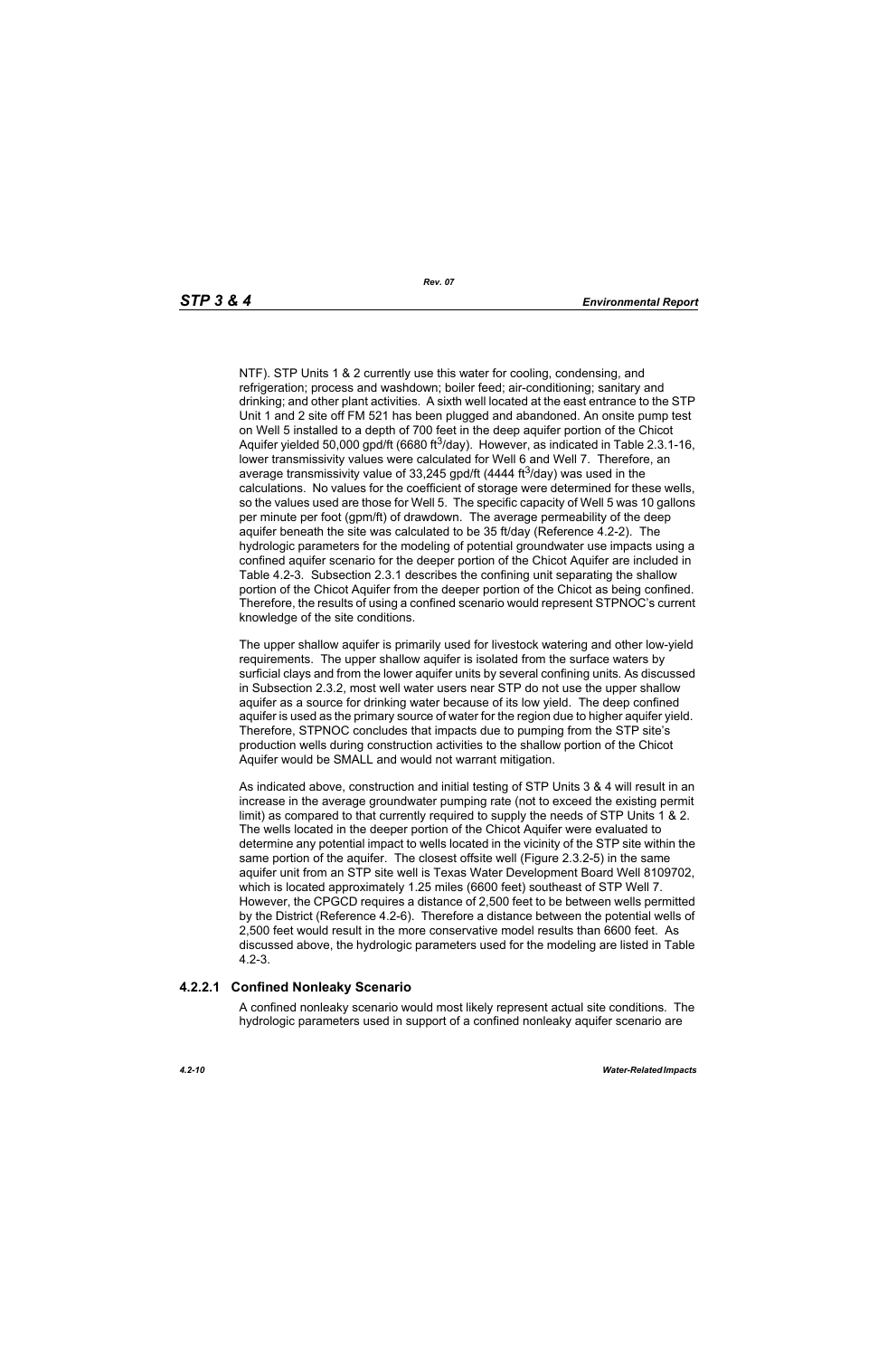NTF). STP Units 1 & 2 currently use this water for cooling, condensing, and refrigeration; process and washdown; boiler feed; air-conditioning; sanitary and drinking; and other plant activities. A sixth well located at the east entrance to the STP Unit 1 and 2 site off FM 521 has been plugged and abandoned. An onsite pump test on Well 5 installed to a depth of 700 feet in the deep aquifer portion of the Chicot Aquifer yielded 50,000 gpd/ft (6680 $ft^3$/day). However, as indicated in Table 2.3.1-16, lower transmissivity values were calculated for Well 6 and Well 7. Therefore, an average transmissivity value of 33,245 gpd/ft (4444 $ft^3$/day) was used in the calculations. No values for the coefficient of storage were determined for these wells, so the values used are those for Well 5. The specific capacity of Well 5 was 10 gallons per minute per foot (gpm/ft) of drawdown. The average permeability of the deep aquifer beneath the site was calculated to be 35 ft/day (Reference 4.2-2). The hydrologic parameters for the modeling of potential groundwater use impacts using a confined aquifer scenario for the deeper portion of the Chicot Aquifer are included in Table 4.2-3. Subsection 2.3.1 describes the confining unit separating the shallow portion of the Chicot Aquifer from the deeper portion of the Chicot as being confined. Therefore, the results of using a confined scenario would represent STPNOC's current knowledge of the site conditions.

The upper shallow aquifer is primarily used for livestock watering and other low-yield requirements. The upper shallow aquifer is isolated from the surface waters by surficial clays and from the lower aquifer units by several confining units. As discussed in Subsection 2.3.2, most well water users near STP do not use the upper shallow aquifer as a source for drinking water because of its low yield. The deep confined aquifer is used as the primary source of water for the region due to higher aquifer yield. Therefore, STPNOC concludes that impacts due to pumping from the STP site's production wells during construction activities to the shallow portion of the Chicot Aquifer would be SMALL and would not warrant mitigation.

As indicated above, construction and initial testing of STP Units 3 & 4 will result in an increase in the average groundwater pumping rate (not to exceed the existing permit limit) as compared to that currently required to supply the needs of STP Units 1 & 2. The wells located in the deeper portion of the Chicot Aquifer were evaluated to determine any potential impact to wells located in the vicinity of the STP site within the same portion of the aquifer. The closest offsite well (Figure 2.3.2-5) in the same aquifer unit from an STP site well is Texas Water Development Board Well 8109702, which is located approximately 1.25 miles (6600 feet) southeast of STP Well 7. However, the CPGCD requires a distance of 2,500 feet to be between wells permitted by the District (Reference 4.2-6). Therefore a distance between the potential wells of 2,500 feet would result in the more conservative model results than 6600 feet. As discussed above, the hydrologic parameters used for the modeling are listed in Table 4.2-3.

### 4.2.2.1 Confined Nonleaky Scenario

A confined nonleaky scenario would most likely represent actual site conditions. The hydrologic parameters used in support of a confined nonleaky aquifer scenario are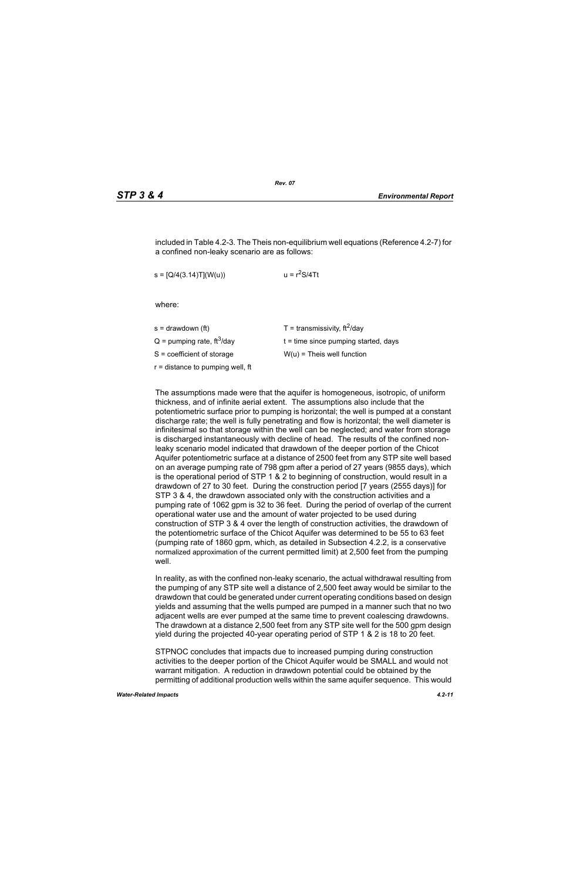included in Table 4.2-3. The Theis non-equilibrium well equations (Reference 4.2-7) for a confined non-leaky scenario are as follows:

$s = [Q/4(3.14)T](W(u))$ $u = r^2S/4Tt$

where:

| | |
|---|---|
| s = drawdown (ft) | T = transmissivity, $ft^2$/day |
| Q = pumping rate, $ft^3$/day | t = time since pumping started, days |
| S = coefficient of storage | W(u) = Theis well function |
| r = distance to pumping well, ft | |

The assumptions made were that the aquifer is homogeneous, isotropic, of uniform thickness, and of infinite aerial extent. The assumptions also include that the potentiometric surface prior to pumping is horizontal; the well is pumped at a constant discharge rate; the well is fully penetrating and flow is horizontal; the well diameter is infinitesimal so that storage within the well can be neglected; and water from storage is discharged instantaneously with decline of head. The results of the confined non-leaky scenario model indicated that drawdown of the deeper portion of the Chicot Aquifer potentiometric surface at a distance of 2500 feet from any STP site well based on an average pumping rate of 798 gpm after a period of 27 years (9855 days), which is the operational period of STP 1 & 2 to beginning of construction, would result in a drawdown of 27 to 30 feet. During the construction period [7 years (2555 days)] for STP 3 & 4, the drawdown associated only with the construction activities and a pumping rate of 1062 gpm is 32 to 36 feet. During the period of overlap of the current operational water use and the amount of water projected to be used during construction of STP 3 & 4 over the length of construction activities, the drawdown of the potentiometric surface of the Chicot Aquifer was determined to be 55 to 63 feet (pumping rate of 1860 gpm, which, as detailed in Subsection 4.2.2, is a conservative normalized approximation of the current permitted limit) at 2,500 feet from the pumping well.

In reality, as with the confined non-leaky scenario, the actual withdrawal resulting from the pumping of any STP site well a distance of 2,500 feet away would be similar to the drawdown that could be generated under current operating conditions based on design yields and assuming that the wells pumped are pumped in a manner such that no two adjacent wells are ever pumped at the same time to prevent coalescing drawdowns. The drawdown at a distance 2,500 feet from any STP site well for the 500 gpm design yield during the projected 40-year operating period of STP 1 & 2 is 18 to 20 feet.

STPNOC concludes that impacts due to increased pumping during construction activities to the deeper portion of the Chicot Aquifer would be SMALL and would not warrant mitigation. A reduction in drawdown potential could be obtained by the permitting of additional production wells within the same aquifer sequence. This would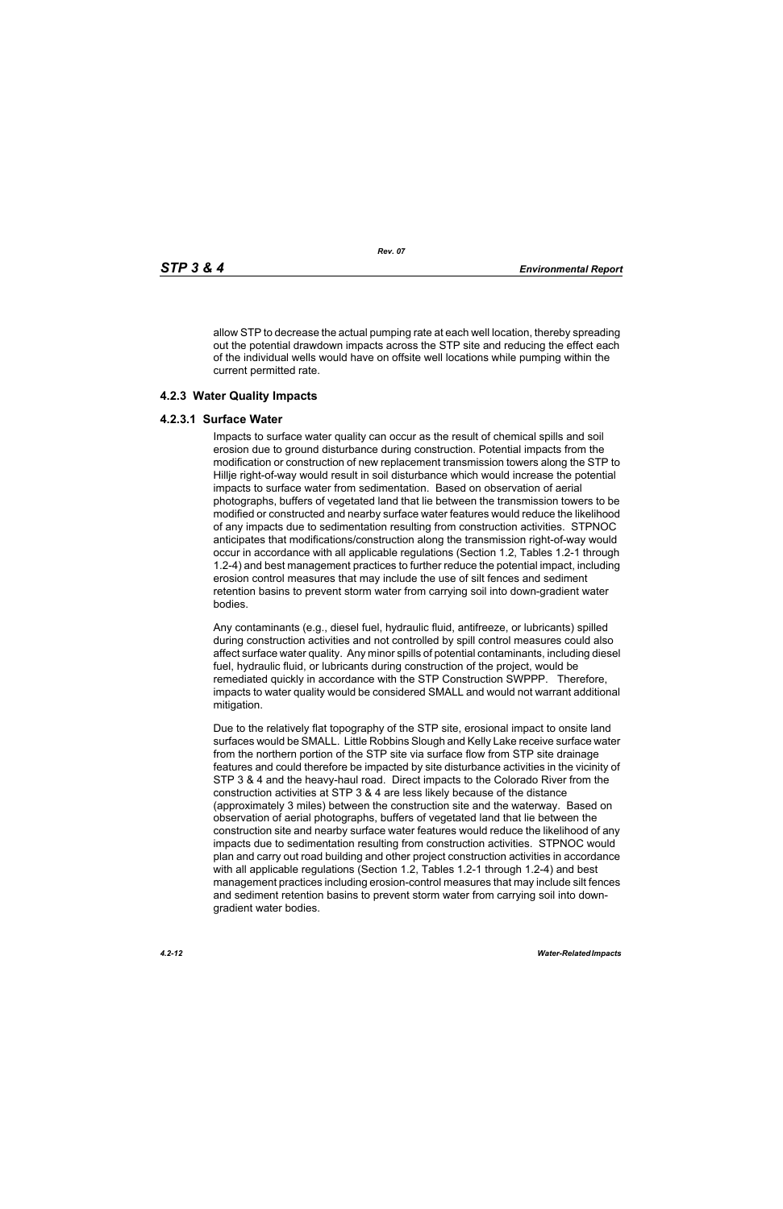allow STP to decrease the actual pumping rate at each well location, thereby spreading out the potential drawdown impacts across the STP site and reducing the effect each of the individual wells would have on offsite well locations while pumping within the current permitted rate.

### 4.2.3 Water Quality Impacts

#### 4.2.3.1 Surface Water

Impacts to surface water quality can occur as the result of chemical spills and soil erosion due to ground disturbance during construction. Potential impacts from the modification or construction of new replacement transmission towers along the STP to Hillje right-of-way would result in soil disturbance which would increase the potential impacts to surface water from sedimentation. Based on observation of aerial photographs, buffers of vegetated land that lie between the transmission towers to be modified or constructed and nearby surface water features would reduce the likelihood of any impacts due to sedimentation resulting from construction activities. STPNOC anticipates that modifications/construction along the transmission right-of-way would occur in accordance with all applicable regulations (Section 1.2, Tables 1.2-1 through 1.2-4) and best management practices to further reduce the potential impact, including erosion control measures that may include the use of silt fences and sediment retention basins to prevent storm water from carrying soil into down-gradient water bodies.

Any contaminants (e.g., diesel fuel, hydraulic fluid, antifreeze, or lubricants) spilled during construction activities and not controlled by spill control measures could also affect surface water quality. Any minor spills of potential contaminants, including diesel fuel, hydraulic fluid, or lubricants during construction of the project, would be remediated quickly in accordance with the STP Construction SWPPP. Therefore, impacts to water quality would be considered SMALL and would not warrant additional mitigation.

Due to the relatively flat topography of the STP site, erosional impact to onsite land surfaces would be SMALL. Little Robbins Slough and Kelly Lake receive surface water from the northern portion of the STP site via surface flow from STP site drainage features and could therefore be impacted by site disturbance activities in the vicinity of STP 3 & 4 and the heavy-haul road. Direct impacts to the Colorado River from the construction activities at STP 3 & 4 are less likely because of the distance (approximately 3 miles) between the construction site and the waterway. Based on observation of aerial photographs, buffers of vegetated land that lie between the construction site and nearby surface water features would reduce the likelihood of any impacts due to sedimentation resulting from construction activities. STPNOC would plan and carry out road building and other project construction activities in accordance with all applicable regulations (Section 1.2, Tables 1.2-1 through 1.2-4) and best management practices including erosion-control measures that may include silt fences and sediment retention basins to prevent storm water from carrying soil into down-gradient water bodies.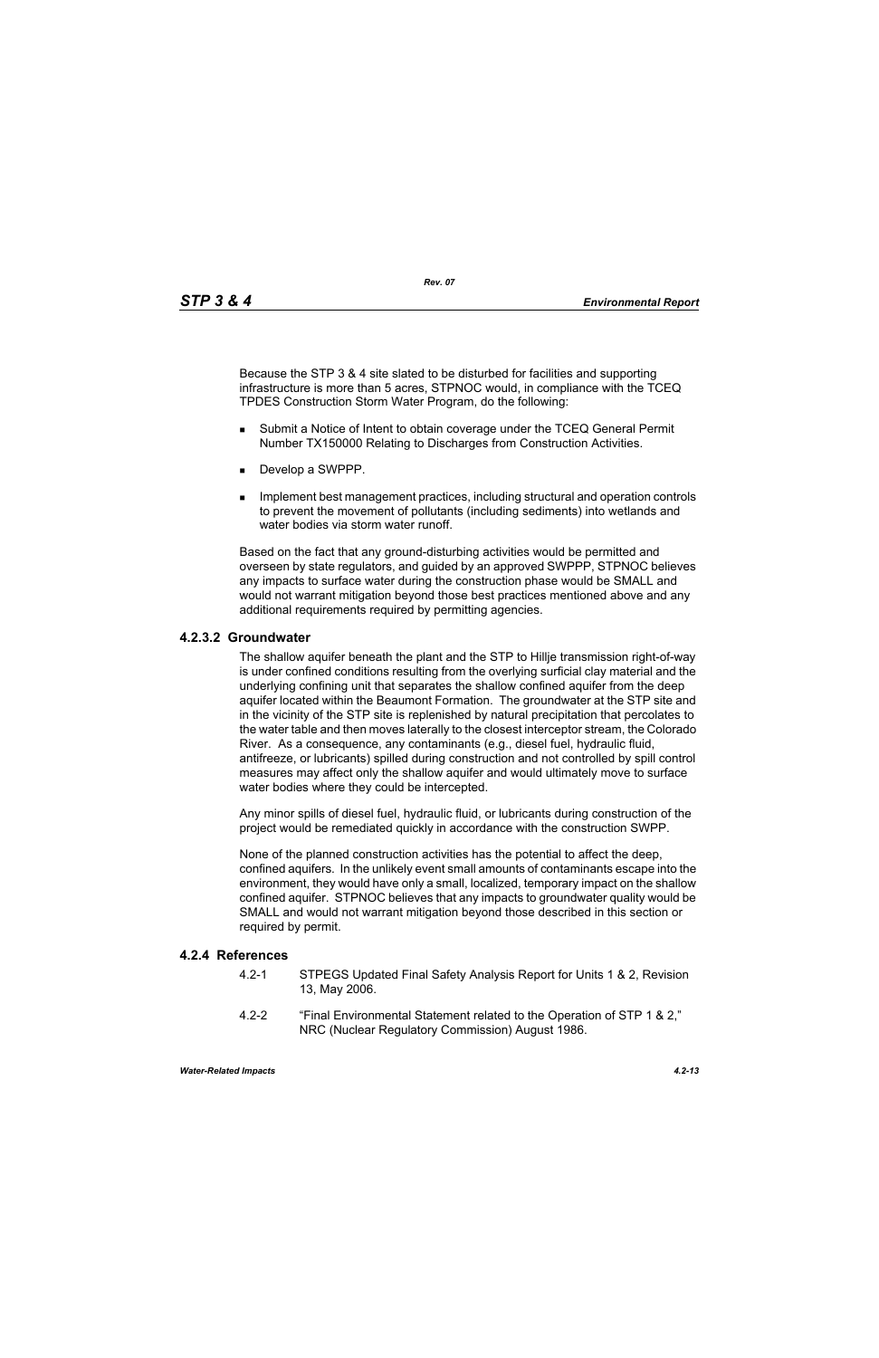Because the STP 3 & 4 site slated to be disturbed for facilities and supporting infrastructure is more than 5 acres, STPNOC would, in compliance with the TCEQ TPDES Construction Storm Water Program, do the following:

- Submit a Notice of Intent to obtain coverage under the TCEQ General Permit Number TX150000 Relating to Discharges from Construction Activities.
- Develop a SWPPP.
- Implement best management practices, including structural and operation controls to prevent the movement of pollutants (including sediments) into wetlands and water bodies via storm water runoff.

Based on the fact that any ground-disturbing activities would be permitted and overseen by state regulators, and guided by an approved SWPPP, STPNOC believes any impacts to surface water during the construction phase would be SMALL and would not warrant mitigation beyond those best practices mentioned above and any additional requirements required by permitting agencies.

#### 4.2.3.2 Groundwater

The shallow aquifer beneath the plant and the STP to Hillje transmission right-of-way is under confined conditions resulting from the overlying surficial clay material and the underlying confining unit that separates the shallow confined aquifer from the deep aquifer located within the Beaumont Formation. The groundwater at the STP site and in the vicinity of the STP site is replenished by natural precipitation that percolates to the water table and then moves laterally to the closest interceptor stream, the Colorado River. As a consequence, any contaminants (e.g., diesel fuel, hydraulic fluid, antifreeze, or lubricants) spilled during construction and not controlled by spill control measures may affect only the shallow aquifer and would ultimately move to surface water bodies where they could be intercepted.

Any minor spills of diesel fuel, hydraulic fluid, or lubricants during construction of the project would be remediated quickly in accordance with the construction SWPP.

None of the planned construction activities has the potential to affect the deep, confined aquifers. In the unlikely event small amounts of contaminants escape into the environment, they would have only a small, localized, temporary impact on the shallow confined aquifer. STPNOC believes that any impacts to groundwater quality would be SMALL and would not warrant mitigation beyond those described in this section or required by permit.

### 4.2.4 References

4.2-1 STPEGS Updated Final Safety Analysis Report for Units 1 & 2, Revision 13, May 2006.

4.2-2 "Final Environmental Statement related to the Operation of STP 1 & 2," NRC (Nuclear Regulatory Commission) August 1986.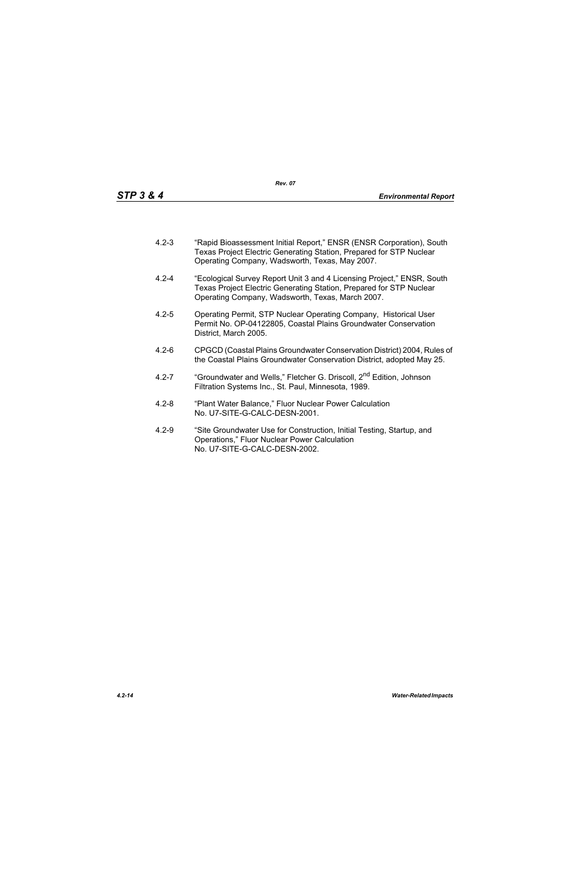4.2-3 "Rapid Bioassessment Initial Report," ENSR (ENSR Corporation), South Texas Project Electric Generating Station, Prepared for STP Nuclear Operating Company, Wadsworth, Texas, May 2007.

4.2-4 "Ecological Survey Report Unit 3 and 4 Licensing Project," ENSR, South Texas Project Electric Generating Station, Prepared for STP Nuclear Operating Company, Wadsworth, Texas, March 2007.

4.2-5 Operating Permit, STP Nuclear Operating Company, Historical User Permit No. OP-04122805, Coastal Plains Groundwater Conservation District, March 2005.

4.2-6 CPGCD (Coastal Plains Groundwater Conservation District) 2004, Rules of the Coastal Plains Groundwater Conservation District, adopted May 25.

4.2-7 "Groundwater and Wells," Fletcher G. Driscoll, 2nd Edition, Johnson Filtration Systems Inc., St. Paul, Minnesota, 1989.

4.2-8 "Plant Water Balance," Fluor Nuclear Power Calculation No. U7-SITE-G-CALC-DESN-2001.

4.2-9 "Site Groundwater Use for Construction, Initial Testing, Startup, and Operations," Fluor Nuclear Power Calculation No. U7-SITE-G-CALC-DESN-2002.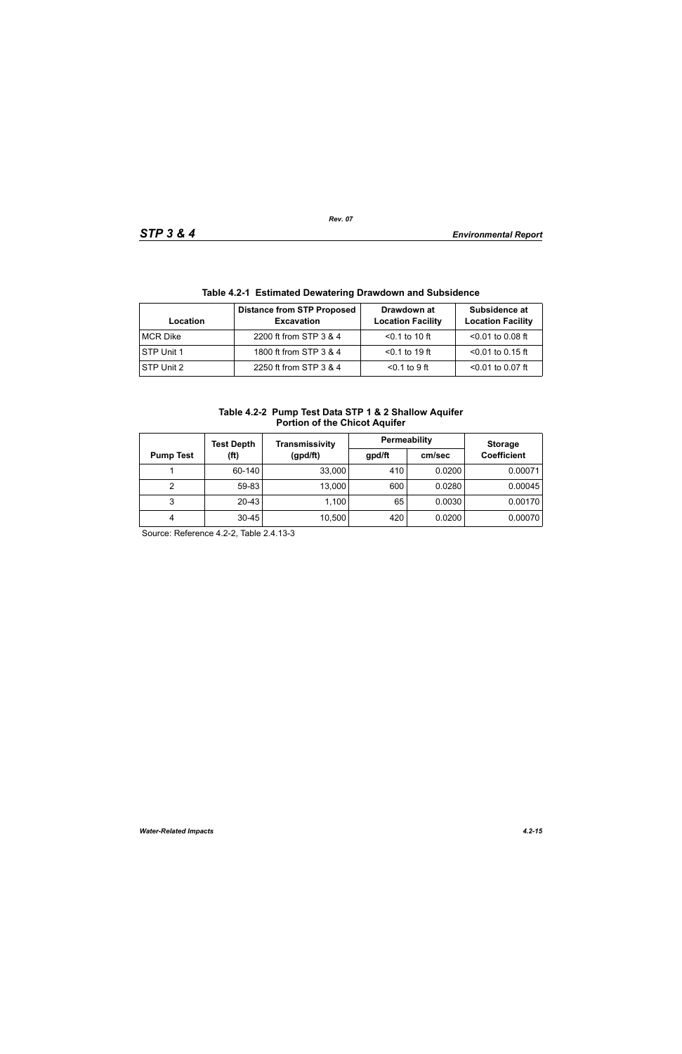**Table 4.2-1 Estimated Dewatering Drawdown and Subsidence**

| Location | Distance from STP Proposed Excavation | Drawdown at Location Facility | Subsidence at Location Facility |
|---|---|---|---|
| MCR Dike | 2200 ft from STP 3 & 4 | <0.1 to 10 ft | <0.01 to 0.08 ft |
| STP Unit 1 | 1800 ft from STP 3 & 4 | <0.1 to 19 ft | <0.01 to 0.15 ft |
| STP Unit 2 | 2250 ft from STP 3 & 4 | <0.1 to 9 ft | <0.01 to 0.07 ft |

**Table 4.2-2 Pump Test Data STP 1 & 2 Shallow Aquifer Portion of the Chicot Aquifer**

| Pump Test | Test Depth (ft) | Transmissivity (gpd/ft) | Permeability | | Storage Coefficient |
|---|---|---|---|---|---|
| | | | gpd/ft | cm/sec | |
| 1 | 60-140 | 33,000 | 410 | 0.0200 | 0.00071 |
| 2 | 59-83 | 13,000 | 600 | 0.0280 | 0.00045 |
| 3 | 20-43 | 1,100 | 65 | 0.0030 | 0.00170 |
| 4 | 30-45 | 10,500 | 420 | 0.0200 | 0.00070 |

Source: Reference 4.2-2, Table 2.4.13-3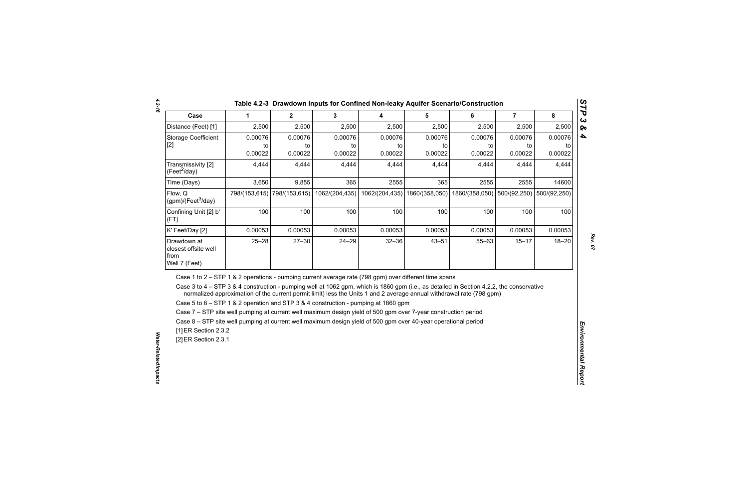**Table 4.2-3 Drawdown Inputs for Confined Non-leaky Aquifer Scenario/Construction**

| Case | 1 | 2 | 3 | 4 | 5 | 6 | 7 | 8 |
|---|---|---|---|---|---|---|---|---|
| Distance (Feet) [1] | 2,500 | 2,500 | 2,500 | 2,500 | 2,500 | 2,500 | 2,500 | 2,500 |
| Storage Coefficient [2] | 0.00076 to 0.00022 | 0.00076 to 0.00022 | 0.00076 to 0.00022 | 0.00076 to 0.00022 | 0.00076 to 0.00022 | 0.00076 to 0.00022 | 0.00076 to 0.00022 | 0.00076 to 0.00022 |
| Transmissivity [2] (Feet$^2$/day) | 4,444 | 4,444 | 4,444 | 4,444 | 4,444 | 4,444 | 4,444 | 4,444 |
| Time (Days) | 3,650 | 9,855 | 365 | 2555 | 365 | 2555 | 2555 | 14600 |
| Flow, Q (gpm)/(Feet$^3$/day) | 798/(153,615) | 798/(153,615) | 1062/(204,435) | 1062/(204,435) | 1860/(358,050) | 1860/(358,050) | 500/(92,250) | 500/(92,250) |
| Confining Unit [2] b' (FT) | 100 | 100 | 100 | 100 | 100 | 100 | 100 | 100 |
| K' Feet/Day [2] | 0.00053 | 0.00053 | 0.00053 | 0.00053 | 0.00053 | 0.00053 | 0.00053 | 0.00053 |
| Drawdown at closest offsite well from Well 7 (Feet) | 25–28 | 27–30 | 24–29 | 32–36 | 43–51 | 55–63 | 15–17 | 18–20 |

Case 1 to 2 – STP 1 & 2 operations - pumping current average rate (798 gpm) over different time spans

Case 3 to 4 – STP 3 & 4 construction - pumping well at 1062 gpm, which is 1860 gpm (i.e., as detailed in Section 4.2.2, the conservative normalized approximation of the current permit limit) less the Units 1 and 2 average annual withdrawal rate (798 gpm)

Case 5 to 6 – STP 1 & 2 operation and STP 3 & 4 construction - pumping at 1860 gpm

Case 7 – STP site well pumping at current well maximum design yield of 500 gpm over 7-year construction period

Case 8 – STP site well pumping at current well maximum design yield of 500 gpm over 40-year operational period

[1] ER Section 2.3.2

[2] ER Section 2.3.1